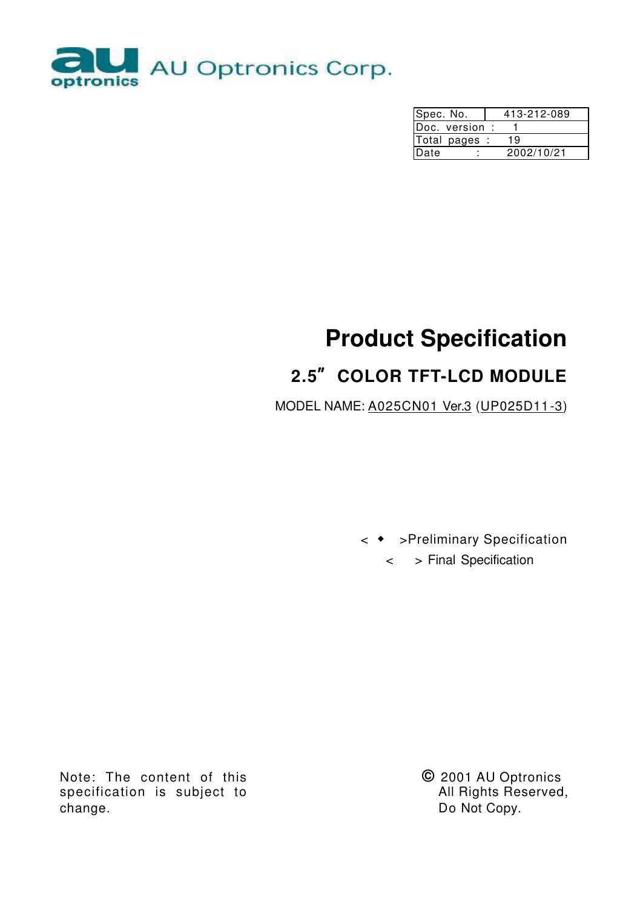AU Optronics Corp.

| Spec. No. | 413-212-089 |
|---|---|
| Doc. version : | 1 |
| Total pages : | 19 |
| Date : | 2002/10/21 |

# Product Specification

## 2.5" COLOR TFT-LCD MODULE

MODEL NAME: A025CN01 Ver.3 (UP025D11-3)

< ◆ >Preliminary Specification

< > Final Specification

Note: The content of this specification is subject to change.

© 2001 AU Optronics
All Rights Reserved,
Do Not Copy.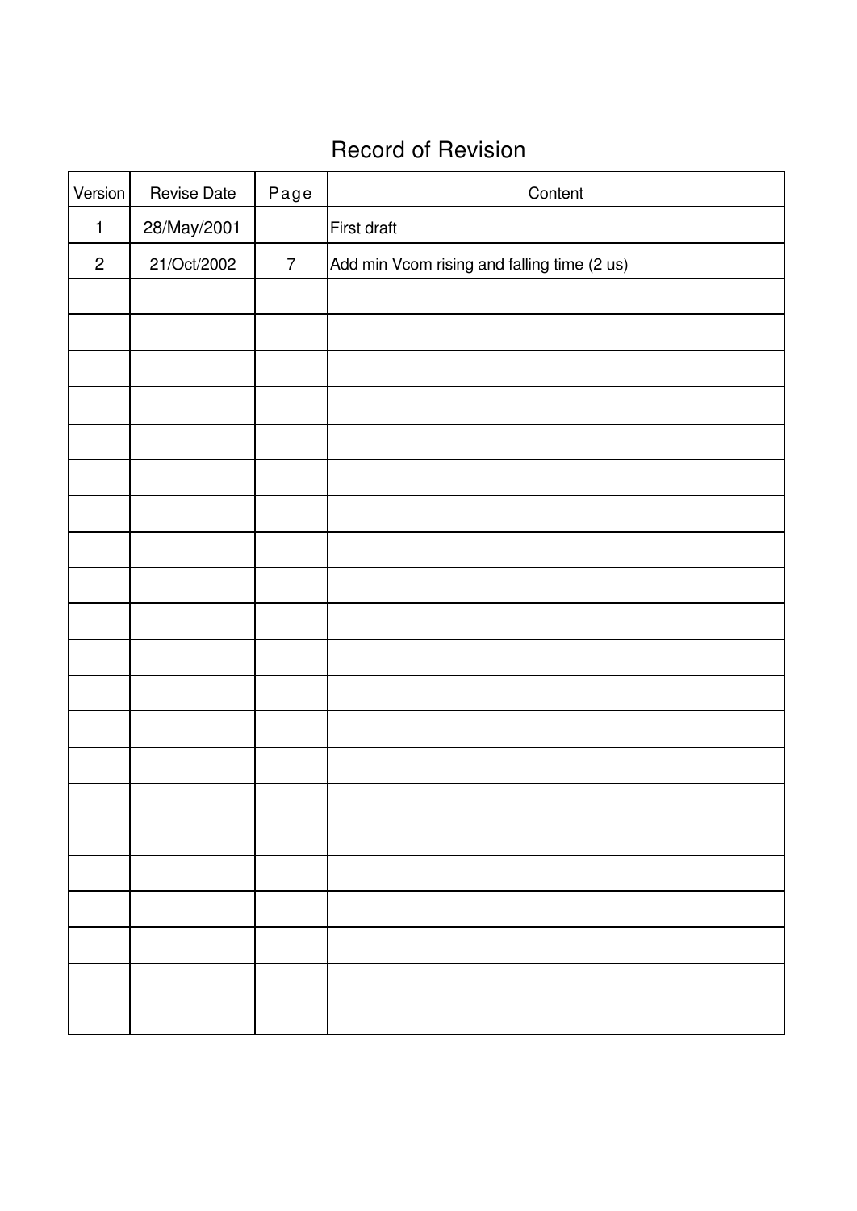# Record of Revision

| Version | Revise Date | Page | Content |
|---|---|---|---|
| 1 | 28/May/2001 | | First draft |
| 2 | 21/Oct/2002 | 7 | Add min Vcom rising and falling time (2 us) |
| | | | |
| | | | |
| | | | |
| | | | |
| | | | |
| | | | |
| | | | |
| | | | |
| | | | |
| | | | |
| | | | |
| | | | |
| | | | |
| | | | |
| | | | |
| | | | |
| | | | |
| | | | |
| | | | |
| | | | |
| | | | |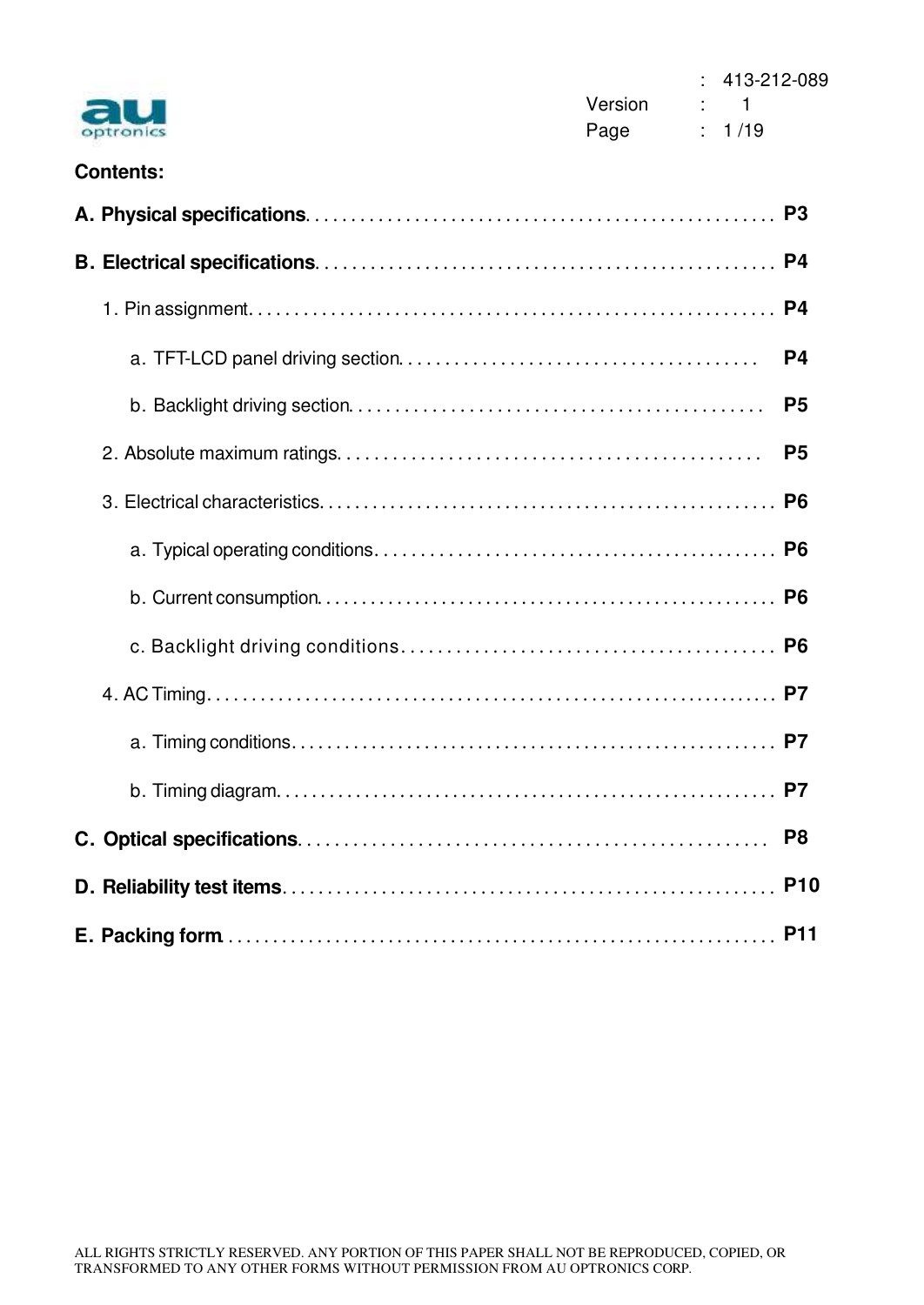## Contents:

**A. Physical specifications** . . . . . . . . . . . . . . . . . . . . . . . . . . . . . . . . . . . . . . . . . . . . . . . . . . **P3**

**B. Electrical specifications** . . . . . . . . . . . . . . . . . . . . . . . . . . . . . . . . . . . . . . . . . . . . . . . . . . **P4**

1. Pin assignment . . . . . . . . . . . . . . . . . . . . . . . . . . . . . . . . . . . . . . . . . . . . . . . . . . . . . . . . **P4**
   - a. TFT-LCD panel driving section . . . . . . . . . . . . . . . . . . . . . . . . . . . . . . . . . . . . . . . . **P4**
   - b. Backlight driving section . . . . . . . . . . . . . . . . . . . . . . . . . . . . . . . . . . . . . . . . . . . . . **P5**
2. Absolute maximum ratings . . . . . . . . . . . . . . . . . . . . . . . . . . . . . . . . . . . . . . . . . . . . . . . **P5**
3. Electrical characteristics . . . . . . . . . . . . . . . . . . . . . . . . . . . . . . . . . . . . . . . . . . . . . . . . . **P6**
   - a. Typical operating conditions . . . . . . . . . . . . . . . . . . . . . . . . . . . . . . . . . . . . . . . . . . . **P6**
   - b. Current consumption . . . . . . . . . . . . . . . . . . . . . . . . . . . . . . . . . . . . . . . . . . . . . . . . . **P6**
   - c. Backlight driving conditions . . . . . . . . . . . . . . . . . . . . . . . . . . . . . . . . . . . . . . . . . . **P6**
4. AC Timing . . . . . . . . . . . . . . . . . . . . . . . . . . . . . . . . . . . . . . . . . . . . . . . . . . . . . . . . . . . . . . **P7**
   - a. Timing conditions . . . . . . . . . . . . . . . . . . . . . . . . . . . . . . . . . . . . . . . . . . . . . . . . . . . **P7**
   - b. Timing diagram . . . . . . . . . . . . . . . . . . . . . . . . . . . . . . . . . . . . . . . . . . . . . . . . . . . . . . **P7**

**C. Optical specifications** . . . . . . . . . . . . . . . . . . . . . . . . . . . . . . . . . . . . . . . . . . . . . . . . . . **P8**

**D. Reliability test items** . . . . . . . . . . . . . . . . . . . . . . . . . . . . . . . . . . . . . . . . . . . . . . . . . . . **P10**

**E. Packing form** . . . . . . . . . . . . . . . . . . . . . . . . . . . . . . . . . . . . . . . . . . . . . . . . . . . . . . . . . . **P11**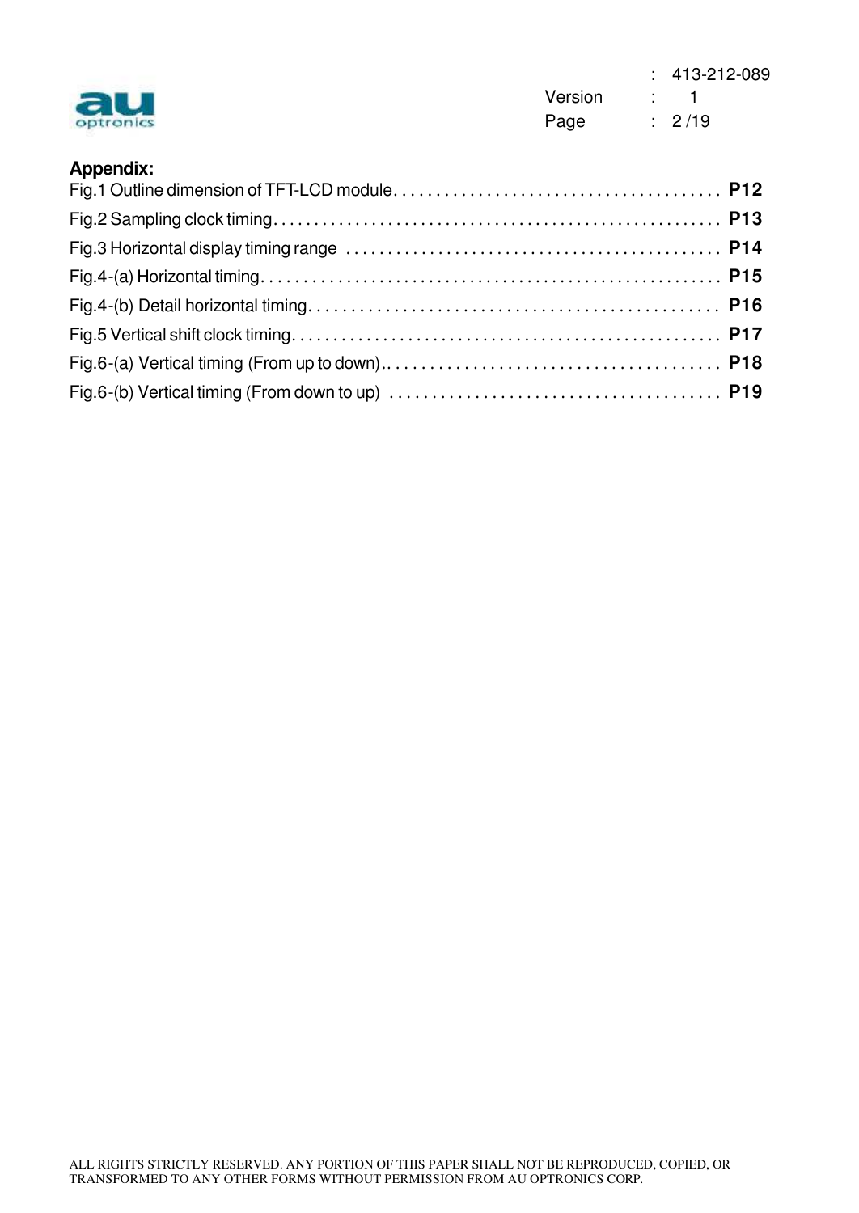**Appendix:**

Fig.1 Outline dimension of TFT-LCD module. . . . . . . . . . . . . . . . . . . . . . . . . . . . . . . . . . . . . . . **P12**

Fig.2 Sampling clock timing. . . . . . . . . . . . . . . . . . . . . . . . . . . . . . . . . . . . . . . . . . . . . . . . . . . . **P13**

Fig.3 Horizontal display timing range . . . . . . . . . . . . . . . . . . . . . . . . . . . . . . . . . . . . . . . . . . . . **P14**

Fig.4-(a) Horizontal timing. . . . . . . . . . . . . . . . . . . . . . . . . . . . . . . . . . . . . . . . . . . . . . . . . . . . . **P15**

Fig.4-(b) Detail horizontal timing. . . . . . . . . . . . . . . . . . . . . . . . . . . . . . . . . . . . . . . . . . . . . . . . . **P16**

Fig.5 Vertical shift clock timing. . . . . . . . . . . . . . . . . . . . . . . . . . . . . . . . . . . . . . . . . . . . . . . . . . . **P17**

Fig.6-(a) Vertical timing (From up to down).. . . . . . . . . . . . . . . . . . . . . . . . . . . . . . . . . . . . . . . . **P18**

Fig.6-(b) Vertical timing (From down to up) . . . . . . . . . . . . . . . . . . . . . . . . . . . . . . . . . . . . . . . **P19**

ALL RIGHTS STRICTLY RESERVED. ANY PORTION OF THIS PAPER SHALL NOT BE REPRODUCED, COPIED, OR TRANSFORMED TO ANY OTHER FORMS WITHOUT PERMISSION FROM AU OPTRONICS CORP.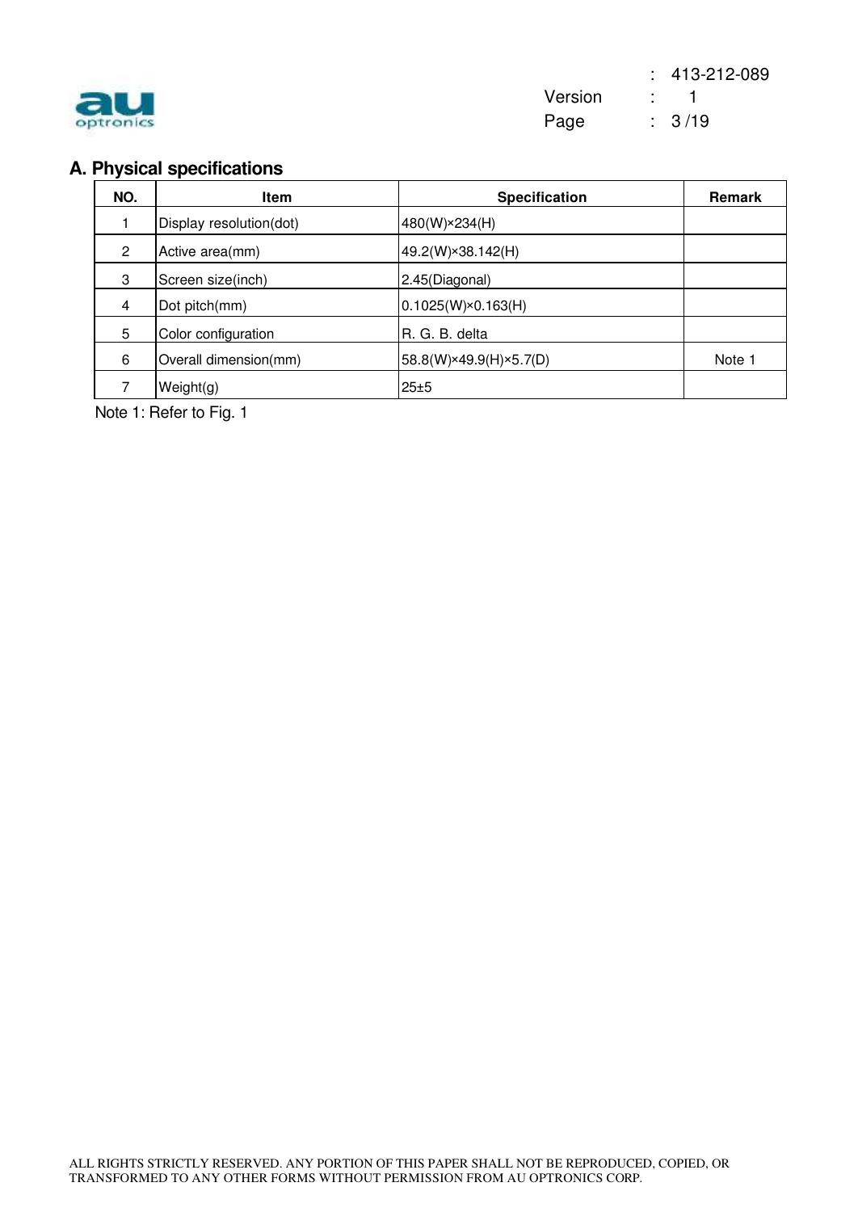## A. Physical specifications

| NO. | Item | Specification | Remark |
|---|---|---|---|
| 1 | Display resolution(dot) | 480(W)×234(H) | |
| 2 | Active area(mm) | 49.2(W)×38.142(H) | |
| 3 | Screen size(inch) | 2.45(Diagonal) | |
| 4 | Dot pitch(mm) | 0.1025(W)×0.163(H) | |
| 5 | Color configuration | R. G. B. delta | |
| 6 | Overall dimension(mm) | 58.8(W)×49.9(H)×5.7(D) | Note 1 |
| 7 | Weight(g) | 25±5 | |

Note 1: Refer to Fig. 1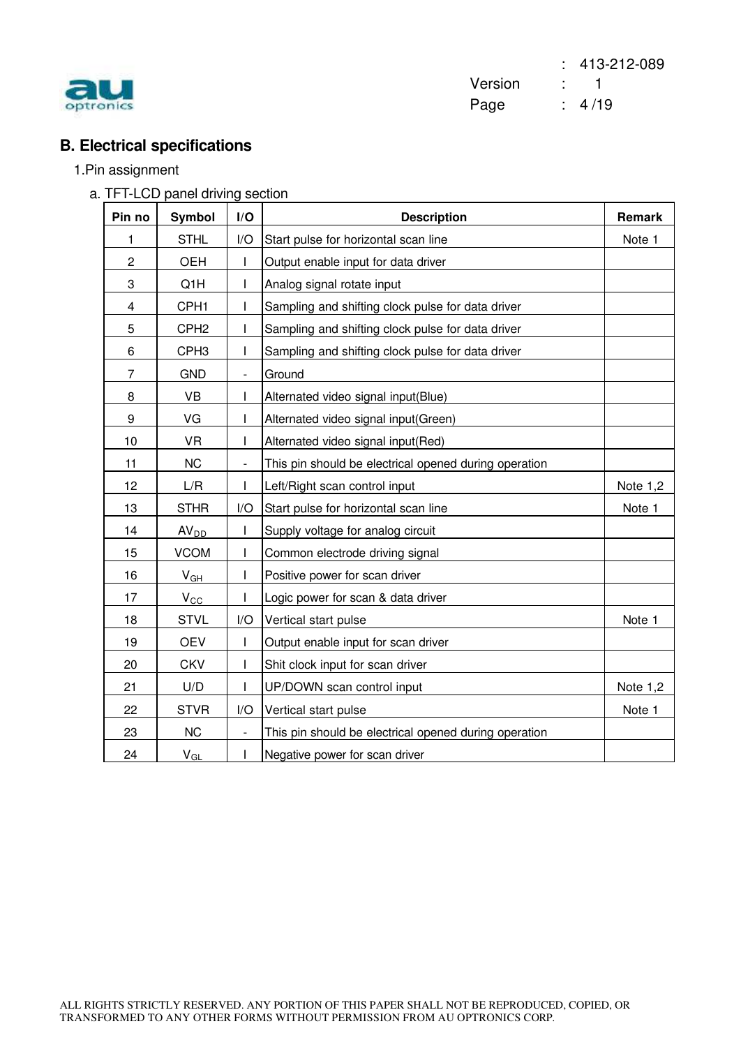## B. Electrical specifications

### 1.Pin assignment

#### a. TFT-LCD panel driving section

| Pin no | Symbol | I/O | Description | Remark |
|---|---|---|---|---|
| 1 | STHL | I/O | Start pulse for horizontal scan line | Note 1 |
| 2 | OEH | I | Output enable input for data driver | |
| 3 | Q1H | I | Analog signal rotate input | |
| 4 | CPH1 | I | Sampling and shifting clock pulse for data driver | |
| 5 | CPH2 | I | Sampling and shifting clock pulse for data driver | |
| 6 | CPH3 | I | Sampling and shifting clock pulse for data driver | |
| 7 | GND | - | Ground | |
| 8 | VB | I | Alternated video signal input(Blue) | |
| 9 | VG | I | Alternated video signal input(Green) | |
| 10 | VR | I | Alternated video signal input(Red) | |
| 11 | NC | - | This pin should be electrical opened during operation | |
| 12 | L/R | I | Left/Right scan control input | Note 1,2 |
| 13 | STHR | I/O | Start pulse for horizontal scan line | Note 1 |
| 14 | $AV_{DD}$ | I | Supply voltage for analog circuit | |
| 15 | VCOM | I | Common electrode driving signal | |
| 16 | $V_{GH}$ | I | Positive power for scan driver | |
| 17 | $V_{CC}$ | I | Logic power for scan & data driver | |
| 18 | STVL | I/O | Vertical start pulse | Note 1 |
| 19 | OEV | I | Output enable input for scan driver | |
| 20 | CKV | I | Shit clock input for scan driver | |
| 21 | U/D | I | UP/DOWN scan control input | Note 1,2 |
| 22 | STVR | I/O | Vertical start pulse | Note 1 |
| 23 | NC | - | This pin should be electrical opened during operation | |
| 24 | $V_{GL}$ | I | Negative power for scan driver | |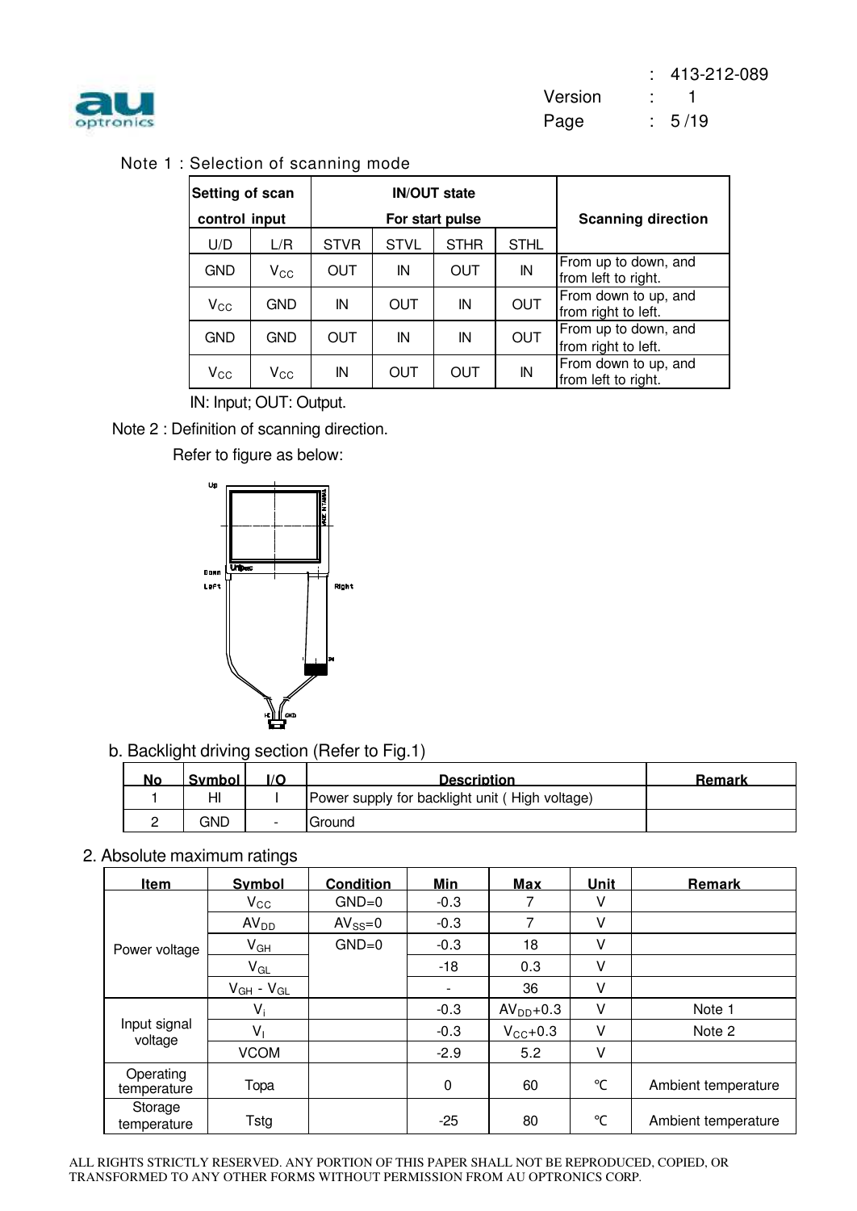Note 1 : Selection of scanning mode

| Setting of scan control input | | IN/OUT state For start pulse | | | | Scanning direction |
|---|---|---|---|---|---|---|
| U/D | L/R | STVR | STVL | STHR | STHL | |
| GND | $V_{CC}$ | OUT | IN | OUT | IN | From up to down, and from left to right. |
| $V_{CC}$ | GND | IN | OUT | IN | OUT | From down to up, and from right to left. |
| GND | GND | OUT | IN | IN | OUT | From up to down, and from right to left. |
| $V_{CC}$ | $V_{CC}$ | IN | OUT | OUT | IN | From down to up, and from left to right. |

IN: Input; OUT: Output.

Note 2 : Definition of scanning direction.

Refer to figure as below:

b. Backlight driving section (Refer to Fig.1)

| No | Symbol | I/O | Description | Remark |
|---|---|---|---|---|
| 1 | HI | I | Power supply for backlight unit ( High voltage) | |
| 2 | GND | - | Ground | |

2. Absolute maximum ratings

| Item | Symbol | Condition | Min | Max | Unit | Remark |
|---|---|---|---|---|---|---|
| Power voltage | $V_{CC}$ | GND=0 | -0.3 | 7 | V | |
| | $AV_{DD}$ | $AV_{SS}$=0 | -0.3 | 7 | V | |
| | $V_{GH}$ | GND=0 | -0.3 | 18 | V | |
| | $V_{GL}$ | | -18 | 0.3 | V | |
| | $V_{GH}$ - $V_{GL}$ | | - | 36 | V | |
| Input signal voltage | $V_i$ | | -0.3 | $AV_{DD}$+0.3 | V | Note 1 |
| | $V_I$ | | -0.3 | $V_{CC}$+0.3 | V | Note 2 |
| | VCOM | | -2.9 | 5.2 | V | |
| Operating temperature | Topa | | 0 | 60 | ℃ | Ambient temperature |
| Storage temperature | Tstg | | -25 | 80 | ℃ | Ambient temperature |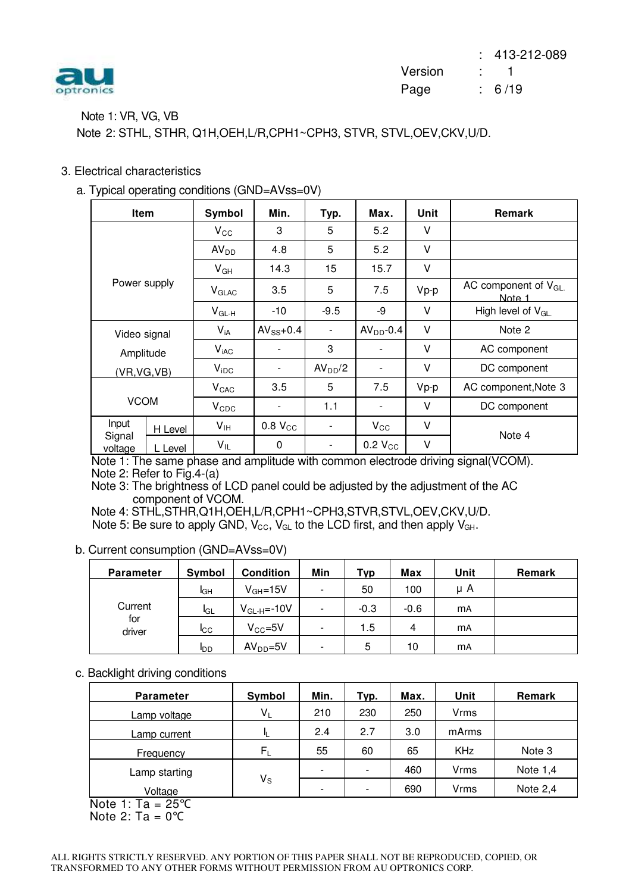Note 1: VR, VG, VB

Note 2: STHL, STHR, Q1H,OEH,L/R,CPH1~CPH3, STVR, STVL,OEV,CKV,U/D.

3. Electrical characteristics

a. Typical operating conditions (GND=AVss=0V)

| Item | | Symbol | Min. | Typ. | Max. | Unit | Remark |
|---|---|---|---|---|---|---|---|
| Power supply | | $V_{CC}$ | 3 | 5 | 5.2 | V | |
| | | $AV_{DD}$ | 4.8 | 5 | 5.2 | V | |
| | | $V_{GH}$ | 14.3 | 15 | 15.7 | V | |
| | | $V_{GLAC}$ | 3.5 | 5 | 7.5 | Vp-p | AC component of $V_{GL}$. Note 1 |
| | | $V_{GL\text{-}H}$ | -10 | -9.5 | -9 | V | High level of $V_{GL}$. |
| Video signal Amplitude (VR,VG,VB) | | $V_{iA}$ | $AV_{SS}$+0.4 | - | $AV_{DD}$-0.4 | V | Note 2 |
| | | $V_{iAC}$ | - | 3 | - | V | AC component |
| | | $V_{iDC}$ | - | $AV_{DD}/2$ | - | V | DC component |
| VCOM | | $V_{CAC}$ | 3.5 | 5 | 7.5 | Vp-p | AC component,Note 3 |
| | | $V_{CDC}$ | - | 1.1 | - | V | DC component |
| Input Signal voltage | H Level | $V_{IH}$ | 0.8 $V_{CC}$ | - | $V_{CC}$ | V | Note 4 |
| | L Level | $V_{IL}$ | 0 | - | 0.2 $V_{CC}$ | V | |

Note 1: The same phase and amplitude with common electrode driving signal(VCOM).

Note 2: Refer to Fig.4-(a)

Note 3: The brightness of LCD panel could be adjusted by the adjustment of the AC component of VCOM.

Note 4: STHL,STHR,Q1H,OEH,L/R,CPH1~CPH3,STVR,STVL,OEV,CKV,U/D.

Note 5: Be sure to apply GND, $V_{CC}$, $V_{GL}$ to the LCD first, and then apply $V_{GH}$.

b. Current consumption (GND=AVss=0V)

| Parameter | Symbol | Condition | Min | Typ | Max | Unit | Remark |
|---|---|---|---|---|---|---|---|
| Current for driver | $I_{GH}$ | $V_{GH}$=15V | - | 50 | 100 | μ A | |
| | $I_{GL}$ | $V_{GL\text{-}H}$=-10V | - | -0.3 | -0.6 | mA | |
| | $I_{CC}$ | $V_{CC}$=5V | - | 1.5 | 4 | mA | |
| | $I_{DD}$ | $AV_{DD}$=5V | - | 5 | 10 | mA | |

c. Backlight driving conditions

| Parameter | Symbol | Min. | Typ. | Max. | Unit | Remark |
|---|---|---|---|---|---|---|
| Lamp voltage | $V_L$ | 210 | 230 | 250 | Vrms | |
| Lamp current | $I_L$ | 2.4 | 2.7 | 3.0 | mArms | |
| Frequency | $F_L$ | 55 | 60 | 65 | KHz | Note 3 |
| Lamp starting Voltage | $V_S$ | - | - | 460 | Vrms | Note 1,4 |
| | | - | - | 690 | Vrms | Note 2,4 |

Note 1: Ta = 25℃

Note 2: Ta = 0℃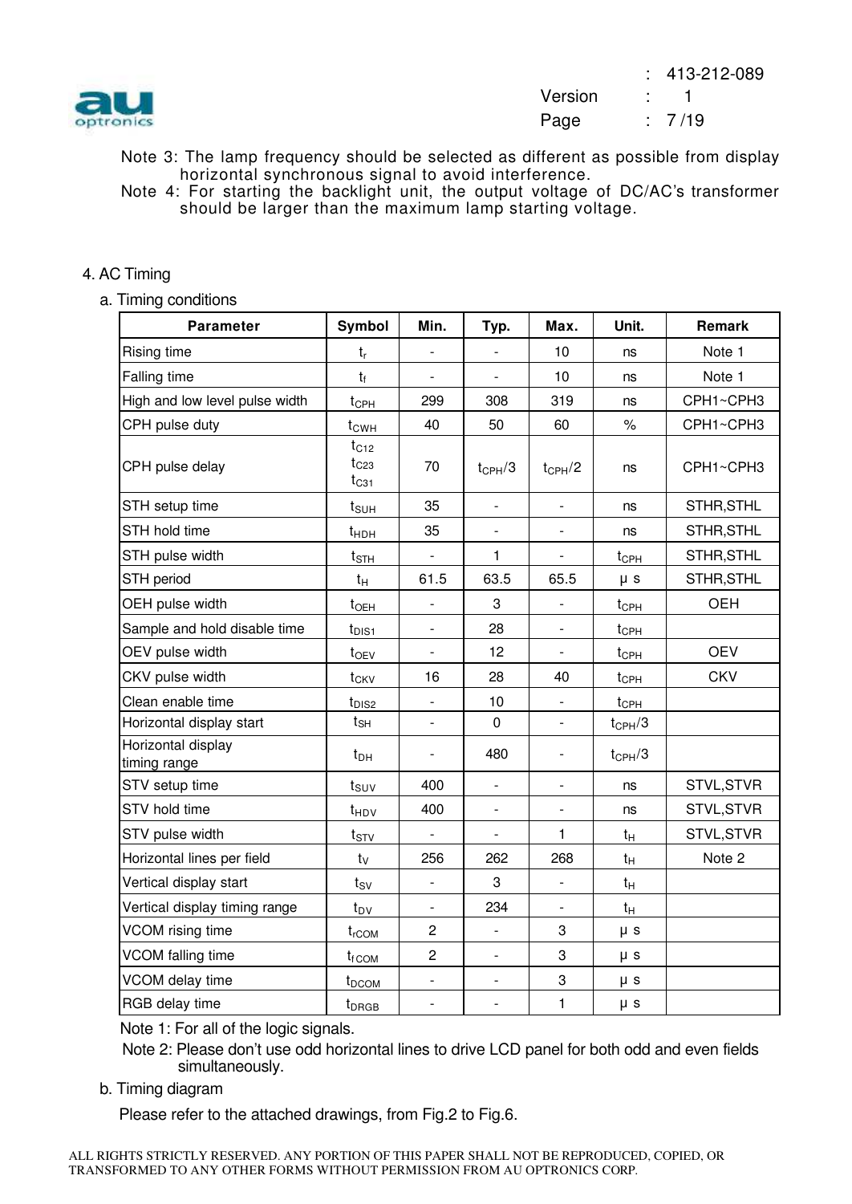Note 3: The lamp frequency should be selected as different as possible from display horizontal synchronous signal to avoid interference.

Note 4: For starting the backlight unit, the output voltage of DC/AC's transformer should be larger than the maximum lamp starting voltage.

## 4. AC Timing

### a. Timing conditions

| Parameter | Symbol | Min. | Typ. | Max. | Unit. | Remark |
|---|---|---|---|---|---|---|
| Rising time | $t_r$ | - | - | 10 | ns | Note 1 |
| Falling time | $t_f$ | - | - | 10 | ns | Note 1 |
| High and low level pulse width | $t_{CPH}$ | 299 | 308 | 319 | ns | CPH1~CPH3 |
| CPH pulse duty | $t_{CWH}$ | 40 | 50 | 60 | % | CPH1~CPH3 |
| CPH pulse delay | $t_{C12}$ $t_{C23}$ $t_{C31}$ | 70 | $t_{CPH}/3$ | $t_{CPH}/2$ | ns | CPH1~CPH3 |
| STH setup time | $t_{SUH}$ | 35 | - | - | ns | STHR,STHL |
| STH hold time | $t_{HDH}$ | 35 | - | - | ns | STHR,STHL |
| STH pulse width | $t_{STH}$ | - | 1 | - | $t_{CPH}$ | STHR,STHL |
| STH period | $t_H$ | 61.5 | 63.5 | 65.5 | μ s | STHR,STHL |
| OEH pulse width | $t_{OEH}$ | - | 3 | - | $t_{CPH}$ | OEH |
| Sample and hold disable time | $t_{DIS1}$ | - | 28 | - | $t_{CPH}$ | |
| OEV pulse width | $t_{OEV}$ | - | 12 | - | $t_{CPH}$ | OEV |
| CKV pulse width | $t_{CKV}$ | 16 | 28 | 40 | $t_{CPH}$ | CKV |
| Clean enable time | $t_{DIS2}$ | - | 10 | - | $t_{CPH}$ | |
| Horizontal display start | $t_{SH}$ | - | 0 | - | $t_{CPH}/3$ | |
| Horizontal display timing range | $t_{DH}$ | - | 480 | - | $t_{CPH}/3$ | |
| STV setup time | $t_{SUV}$ | 400 | - | - | ns | STVL,STVR |
| STV hold time | $t_{HDV}$ | 400 | - | - | ns | STVL,STVR |
| STV pulse width | $t_{STV}$ | - | - | 1 | $t_H$ | STVL,STVR |
| Horizontal lines per field | $t_V$ | 256 | 262 | 268 | $t_H$ | Note 2 |
| Vertical display start | $t_{SV}$ | - | 3 | - | $t_H$ | |
| Vertical display timing range | $t_{DV}$ | - | 234 | - | $t_H$ | |
| VCOM rising time | $t_{rCOM}$ | 2 | - | 3 | μ s | |
| VCOM falling time | $t_{fCOM}$ | 2 | - | 3 | μ s | |
| VCOM delay time | $t_{DCOM}$ | - | - | 3 | μ s | |
| RGB delay time | $t_{DRGB}$ | - | - | 1 | μ s | |

Note 1: For all of the logic signals.

Note 2: Please don't use odd horizontal lines to drive LCD panel for both odd and even fields simultaneously.

### b. Timing diagram

Please refer to the attached drawings, from Fig.2 to Fig.6.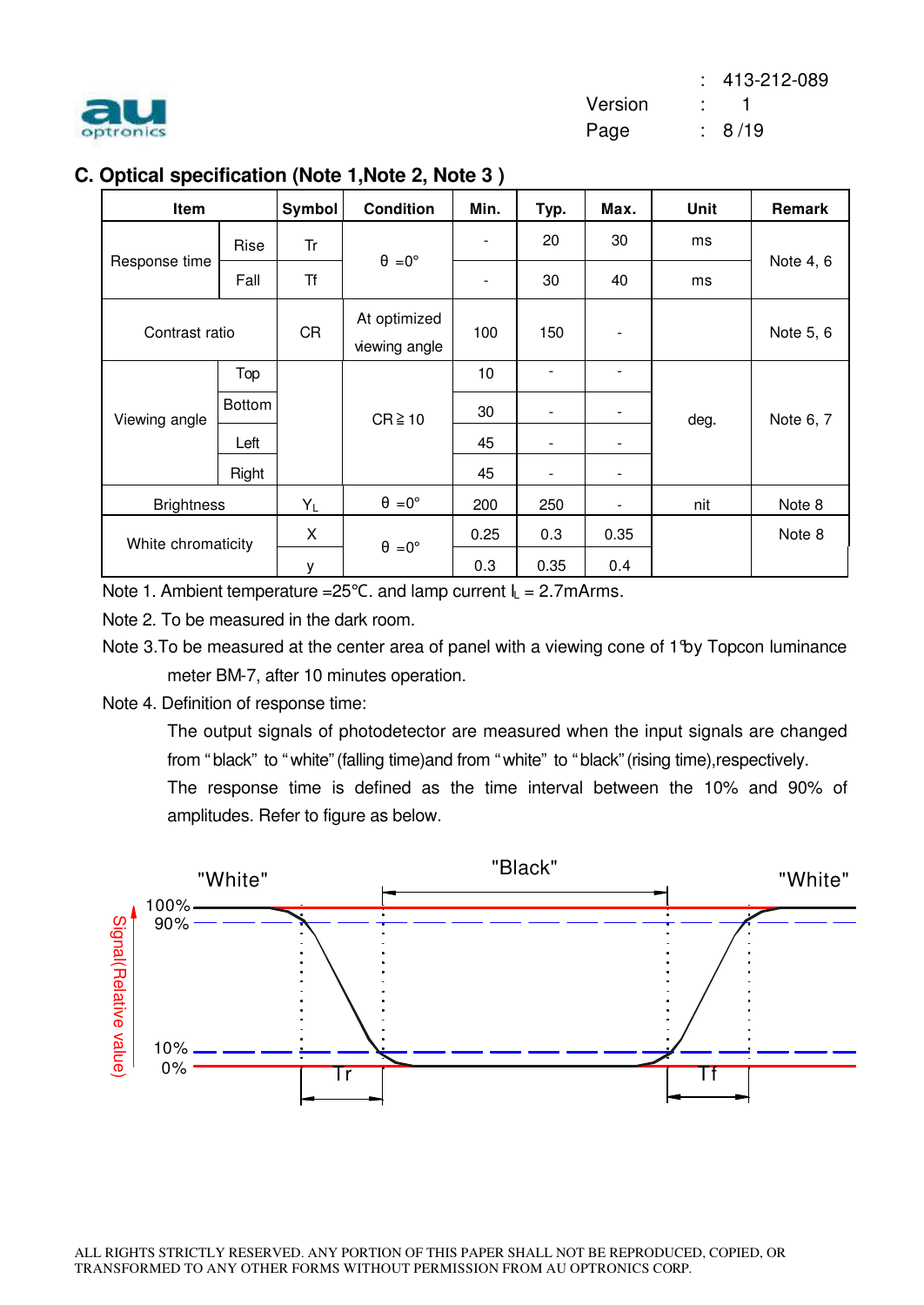## C. Optical specification (Note 1,Note 2, Note 3 )

| Item | | Symbol | Condition | Min. | Typ. | Max. | Unit | Remark |
|---|---|---|---|---|---|---|---|---|
| Response time | Rise | Tr | θ =0° | - | 20 | 30 | ms | Note 4, 6 |
| | Fall | Tf | | - | 30 | 40 | ms | |
| Contrast ratio | | CR | At optimized viewing angle | 100 | 150 | - | | Note 5, 6 |
| Viewing angle | Top | | CR ≧ 10 | 10 | - | - | deg. | Note 6, 7 |
| | Bottom | | | 30 | - | - | | |
| | Left | | | 45 | - | - | | |
| | Right | | | 45 | - | - | | |
| Brightness | | $Y_L$ | θ =0° | 200 | 250 | - | nit | Note 8 |
| White chromaticity | | X | θ =0° | 0.25 | 0.3 | 0.35 | | Note 8 |
| | | y | | 0.3 | 0.35 | 0.4 | | |

Note 1. Ambient temperature =25℃. and lamp current $I_L$ = 2.7mArms.

Note 2. To be measured in the dark room.

Note 3.To be measured at the center area of panel with a viewing cone of 1°by Topcon luminance meter BM-7, after 10 minutes operation.

Note 4. Definition of response time:

The output signals of photodetector are measured when the input signals are changed from "black" to "white" (falling time)and from "white" to "black" (rising time),respectively.

The response time is defined as the time interval between the 10% and 90% of amplitudes. Refer to figure as below.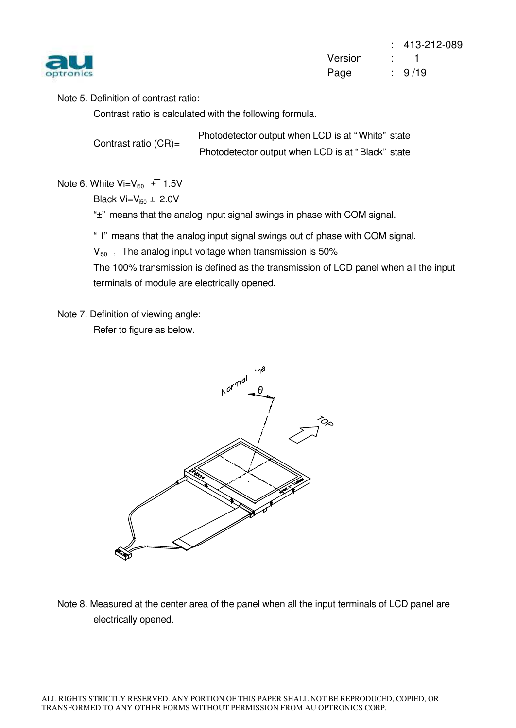Note 5. Definition of contrast ratio:

Contrast ratio is calculated with the following formula.

$$\text{Contrast ratio (CR)} = \frac{\text{Photodetector output when LCD is at "White" state}}{\text{Photodetector output when LCD is at "Black" state}}$$

Note 6. White Vi=$V_{i50}$ $\mp$ 1.5V

Black Vi=$V_{i50}$ ± 2.0V

"±" means that the analog input signal swings in phase with COM signal.

"$\mp$" means that the analog input signal swings out of phase with COM signal.

$V_{i50}$ : The analog input voltage when transmission is 50%

The 100% transmission is defined as the transmission of LCD panel when all the input terminals of module are electrically opened.

Note 7. Definition of viewing angle:

Refer to figure as below.

Note 8. Measured at the center area of the panel when all the input terminals of LCD panel are electrically opened.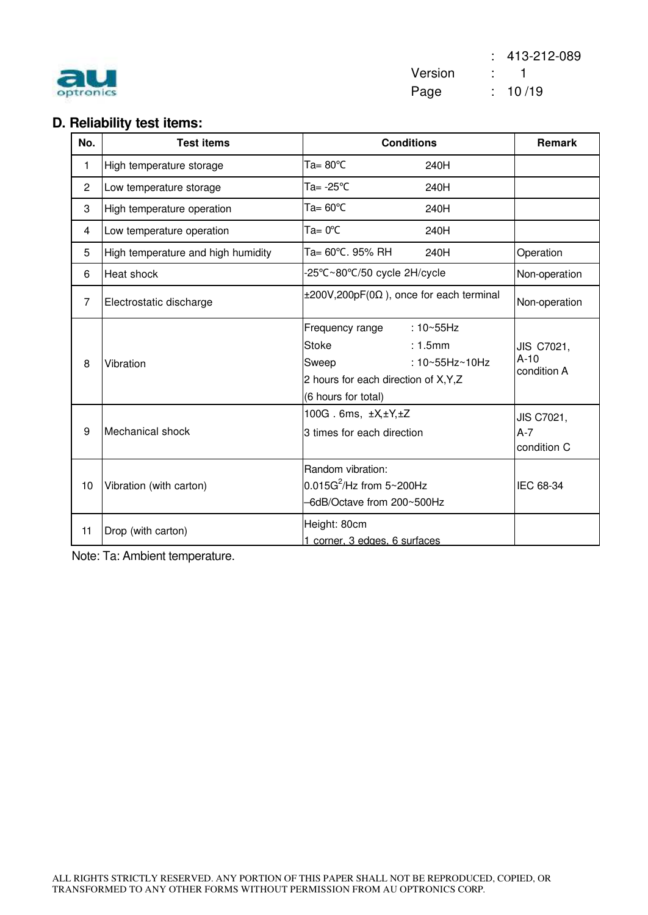## D. Reliability test items:

| No. | Test items | Conditions | Remark |
|---|---|---|---|
| 1 | High temperature storage | Ta= 80℃ 240H | |
| 2 | Low temperature storage | Ta= -25℃ 240H | |
| 3 | High temperature operation | Ta= 60℃ 240H | |
| 4 | Low temperature operation | Ta= 0℃ 240H | |
| 5 | High temperature and high humidity | Ta= 60℃. 95% RH 240H | Operation |
| 6 | Heat shock | -25℃~80℃/50 cycle 2H/cycle | Non-operation |
| 7 | Electrostatic discharge | ±200V,200pF(0Ω ), once for each terminal | Non-operation |
| 8 | Vibration | Frequency range : 10~55Hz<br>Stoke : 1.5mm<br>Sweep : 10~55Hz~10Hz<br>2 hours for each direction of X,Y,Z<br>(6 hours for total) | JIS C7021,<br>A-10<br>condition A |
| 9 | Mechanical shock | 100G . 6ms, ±X,±Y,±Z<br>3 times for each direction | JIS C7021,<br>A-7<br>condition C |
| 10 | Vibration (with carton) | Random vibration:<br>$0.015G^2$/Hz from 5~200Hz<br>–6dB/Octave from 200~500Hz | IEC 68-34 |
| 11 | Drop (with carton) | Height: 80cm<br>1 corner, 3 edges, 6 surfaces | |

Note: Ta: Ambient temperature.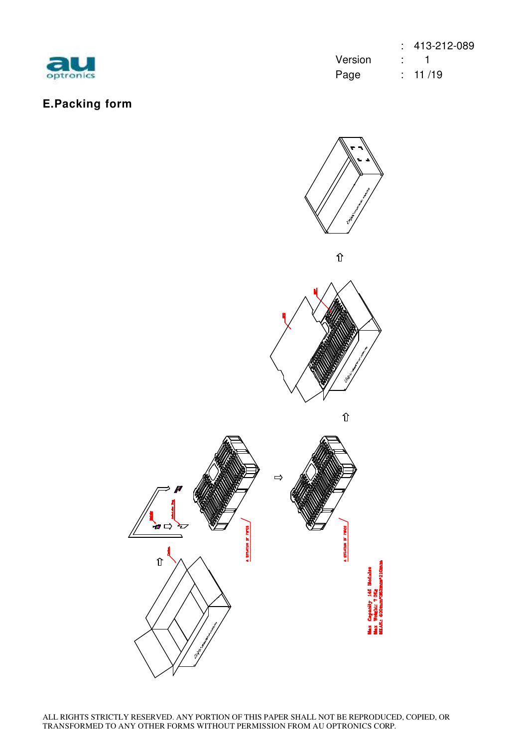## E.Packing form

Max Capacity: 140 Modules
Max Weight: 7.0Kg
MEAS.: 600mm*365mm*210mm

ALL RIGHTS STRICTLY RESERVED. ANY PORTION OF THIS PAPER SHALL NOT BE REPRODUCED, COPIED, OR TRANSFORMED TO ANY OTHER FORMS WITHOUT PERMISSION FROM AU OPTRONICS CORP.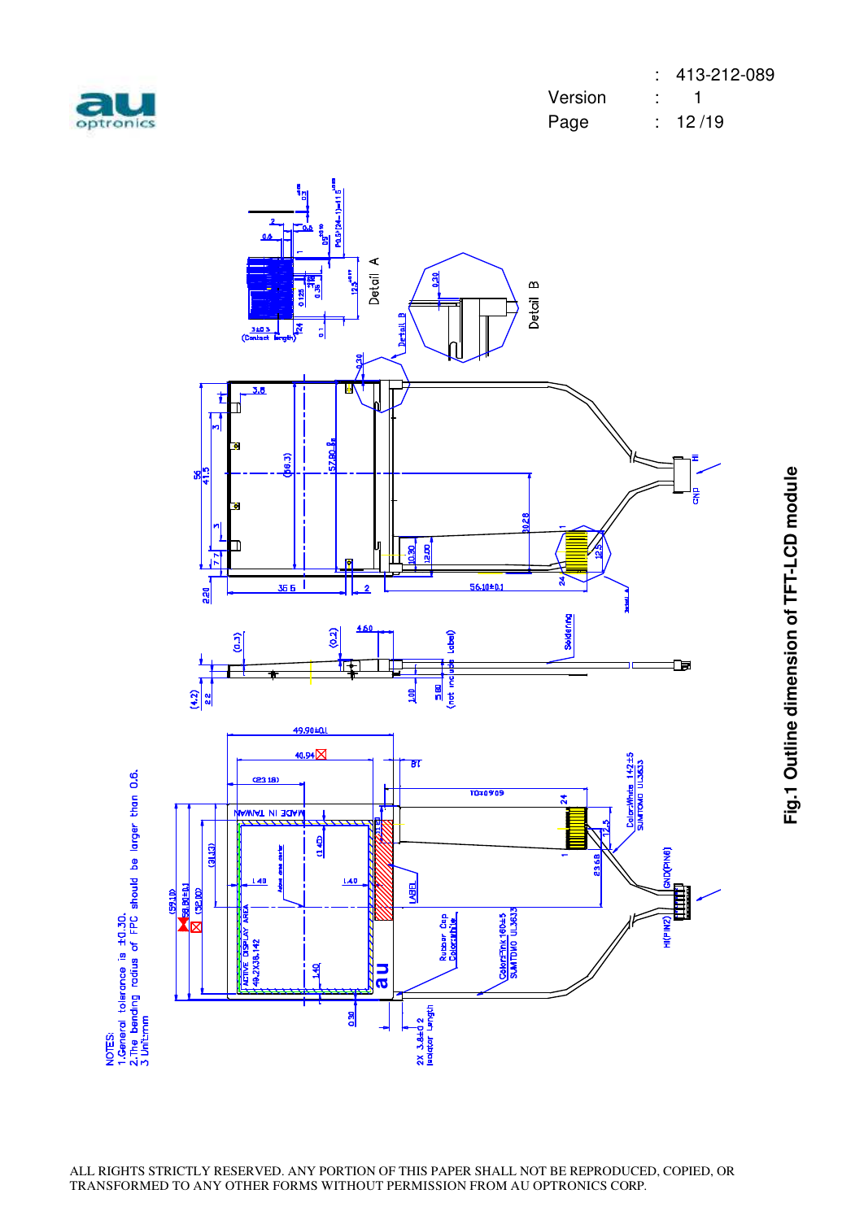NOTES:
1.General tolerance is ±0.30.
2.The bending radius of FPC should be larger than 0.6.
3.Unit:mm

**Fig.1 Outline dimension of TFT-LCD module**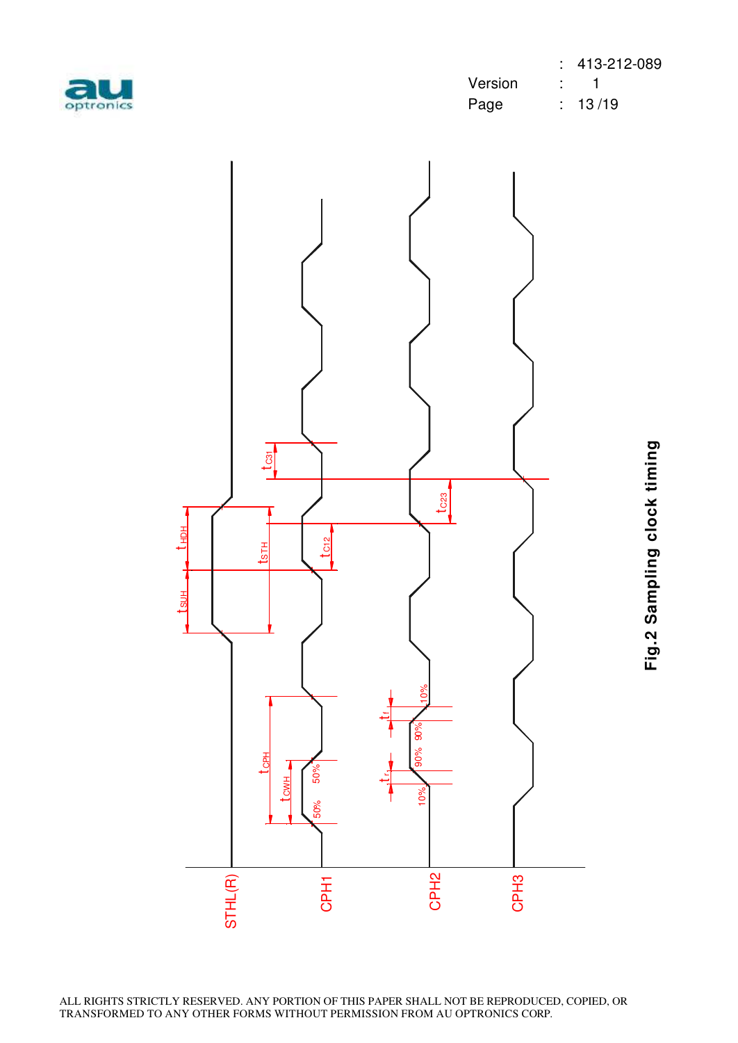Fig.2 Sampling clock timing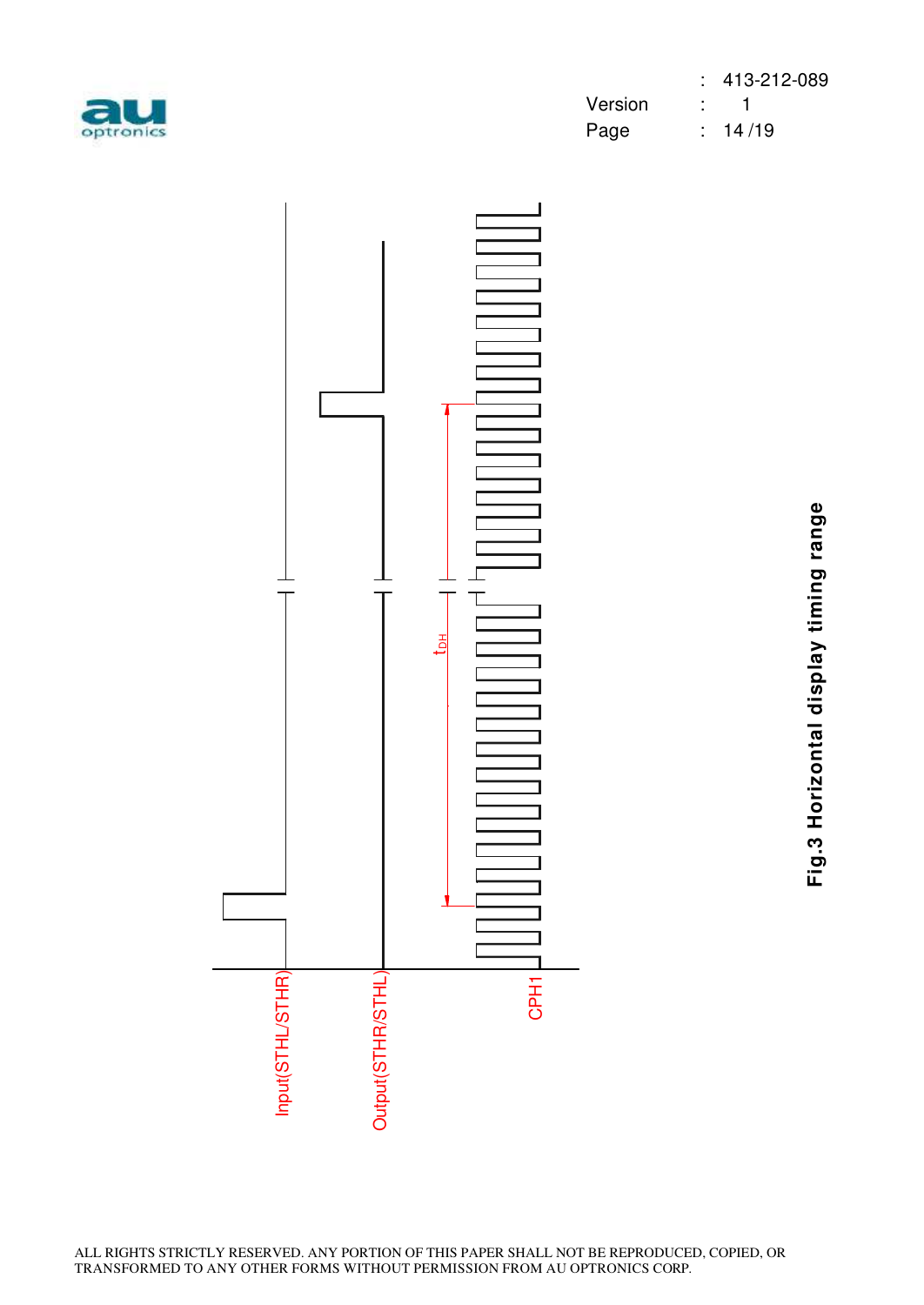Input(STHL/STHR)

Output(STHR/STHL)

CPH1

$t_{DH}$

**Fig.3 Horizontal display timing range**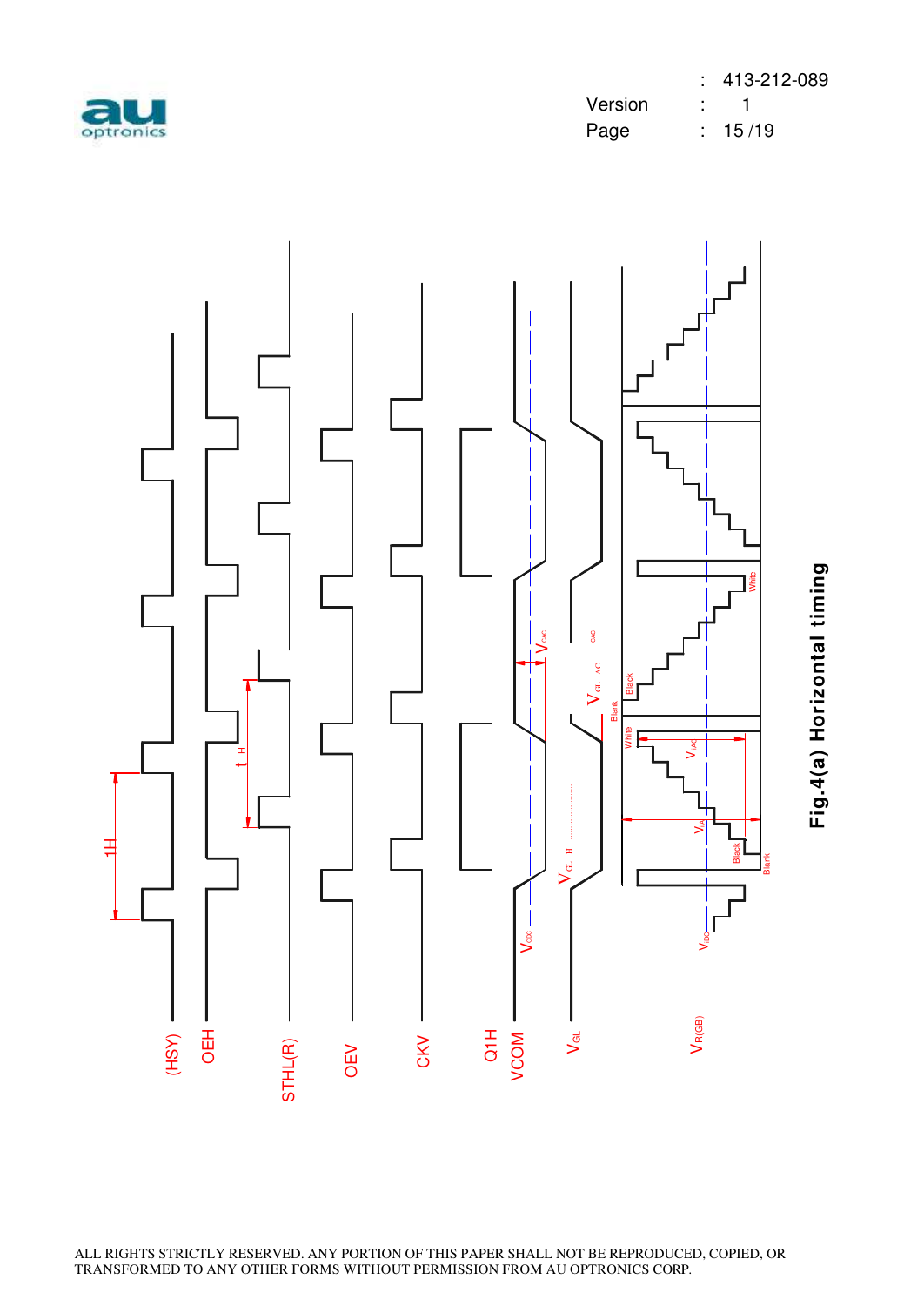Fig.4(a) Horizontal timing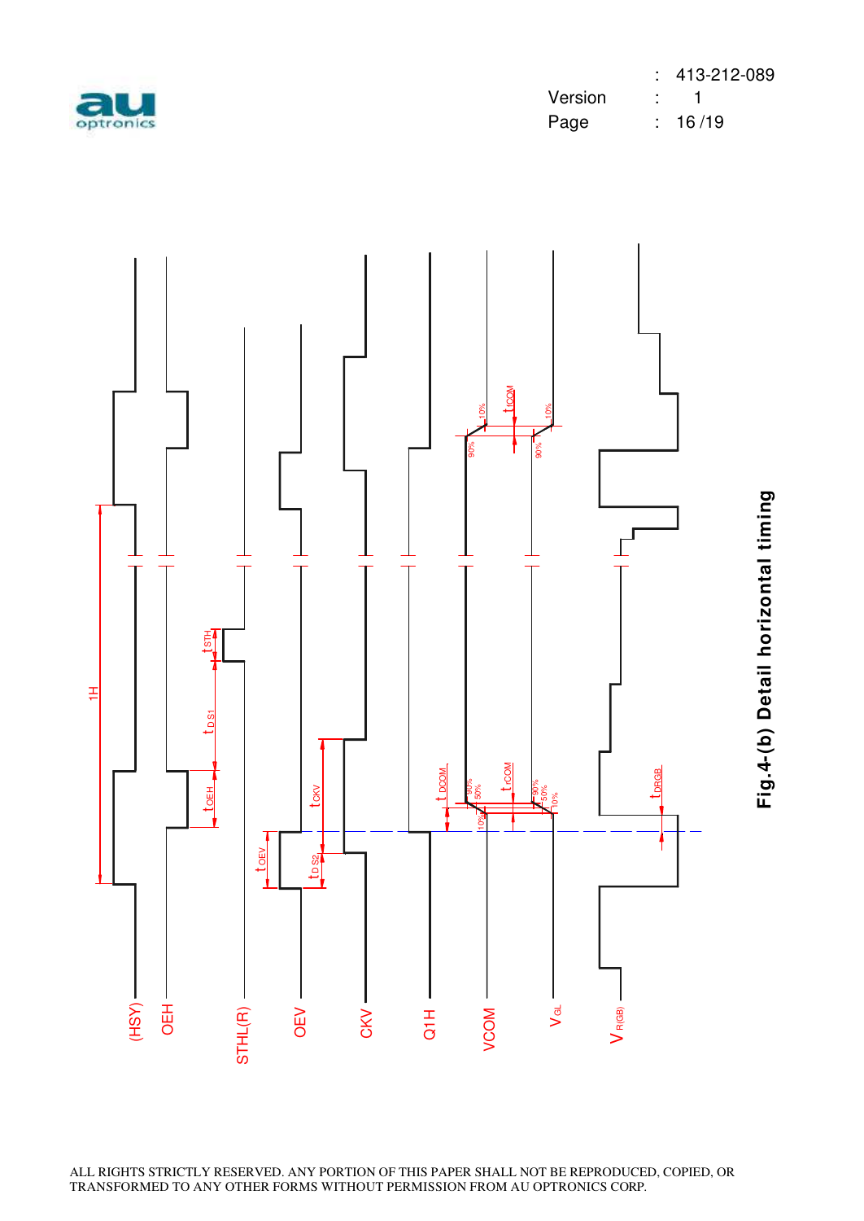Fig.4-(b) Detail horizontal timing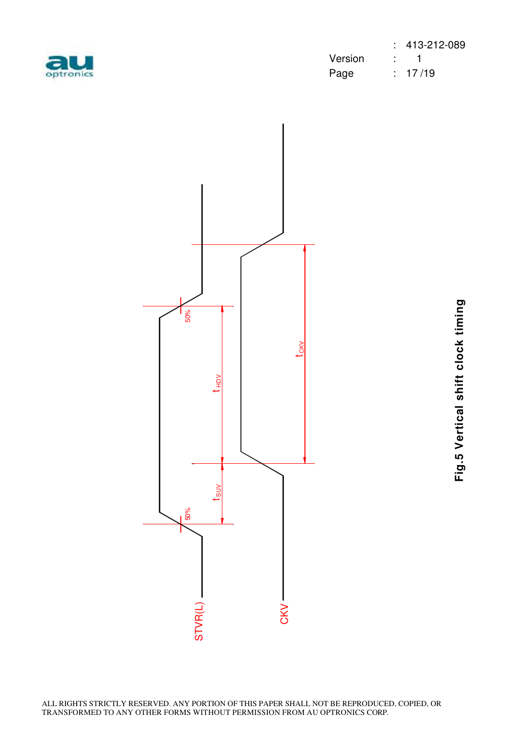STVR(L)

CKV

50%

50%

$t_{SUV}$

$t_{HDV}$

$t_{CKV}$

**Fig.5 Vertical shift clock timing**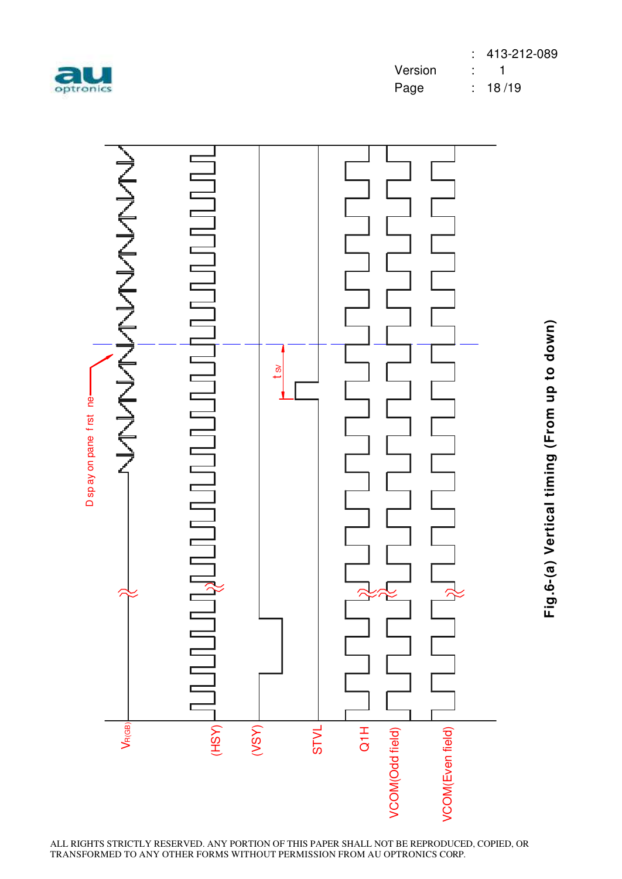$V_{R(GB)}$

Display on panel first line

(HSY)

(VSY)

$t_{SV}$

STVL

Q1H

VCOM(Odd field)

VCOM(Even field)

**Fig.6-(a) Vertical timing (From up to down)**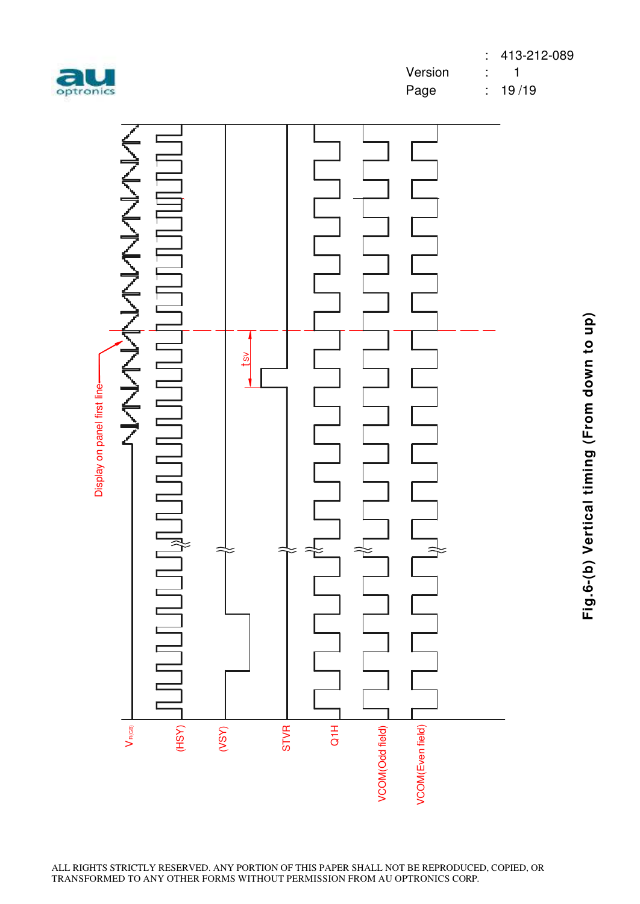V<sub>R(GB)</sub>

(HSY)

(VSY)

STVR

Q1H

VCOM(Odd field)

VCOM(Even field)

Display on panel first line

tsv

**Fig.6-(b) Vertical timing (From down to up)**

ALL RIGHTS STRICTLY RESERVED. ANY PORTION OF THIS PAPER SHALL NOT BE REPRODUCED, COPIED, OR TRANSFORMED TO ANY OTHER FORMS WITHOUT PERMISSION FROM AU OPTRONICS CORP.